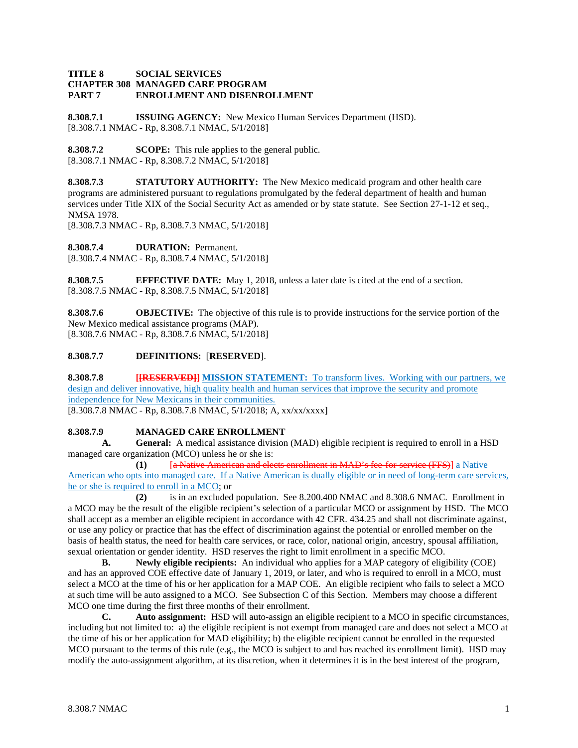**TITLE 8 SOCIAL SERVICES**
**CHAPTER 308 MANAGED CARE PROGRAM**
**PART 7 ENROLLMENT AND DISENROLLMENT**

**8.308.7.1 ISSUING AGENCY:** New Mexico Human Services Department (HSD).
[8.308.7.1 NMAC - Rp, 8.308.7.1 NMAC, 5/1/2018]

**8.308.7.2 SCOPE:** This rule applies to the general public.
[8.308.7.1 NMAC - Rp, 8.308.7.2 NMAC, 5/1/2018]

**8.308.7.3 STATUTORY AUTHORITY:** The New Mexico medicaid program and other health care programs are administered pursuant to regulations promulgated by the federal department of health and human services under Title XIX of the Social Security Act as amended or by state statute. See Section 27-1-12 et seq., NMSA 1978.
[8.308.7.3 NMAC - Rp, 8.308.7.3 NMAC, 5/1/2018]

**8.308.7.4 DURATION:** Permanent.
[8.308.7.4 NMAC - Rp, 8.308.7.4 NMAC, 5/1/2018]

**8.308.7.5 EFFECTIVE DATE:** May 1, 2018, unless a later date is cited at the end of a section.
[8.308.7.5 NMAC - Rp, 8.308.7.5 NMAC, 5/1/2018]

**8.308.7.6 OBJECTIVE:** The objective of this rule is to provide instructions for the service portion of the New Mexico medical assistance programs (MAP).
[8.308.7.6 NMAC - Rp, 8.308.7.6 NMAC, 5/1/2018]

**8.308.7.7 DEFINITIONS:** [**RESERVED**].

**8.308.7.8** **[~~[RESERVED]~~]** **MISSION STATEMENT:** To transform lives. Working with our partners, we design and deliver innovative, high quality health and human services that improve the security and promote independence for New Mexicans in their communities.
[8.308.7.8 NMAC - Rp, 8.308.7.8 NMAC, 5/1/2018; A, xx/xx/xxxx]

**8.308.7.9 MANAGED CARE ENROLLMENT**

**A. General:** A medical assistance division (MAD) eligible recipient is required to enroll in a HSD managed care organization (MCO) unless he or she is:

**(1)** [~~a Native American and elects enrollment in MAD's fee-for-service (FFS)~~] a Native American who opts into managed care. If a Native American is dually eligible or in need of long-term care services, he or she is required to enroll in a MCO; or

**(2)** is in an excluded population. See 8.200.400 NMAC and 8.308.6 NMAC. Enrollment in a MCO may be the result of the eligible recipient's selection of a particular MCO or assignment by HSD. The MCO shall accept as a member an eligible recipient in accordance with 42 CFR. 434.25 and shall not discriminate against, or use any policy or practice that has the effect of discrimination against the potential or enrolled member on the basis of health status, the need for health care services, or race, color, national origin, ancestry, spousal affiliation, sexual orientation or gender identity. HSD reserves the right to limit enrollment in a specific MCO.

**B. Newly eligible recipients:** An individual who applies for a MAP category of eligibility (COE) and has an approved COE effective date of January 1, 2019, or later, and who is required to enroll in a MCO, must select a MCO at the time of his or her application for a MAP COE. An eligible recipient who fails to select a MCO at such time will be auto assigned to a MCO. See Subsection C of this Section. Members may choose a different MCO one time during the first three months of their enrollment.

**C. Auto assignment:** HSD will auto-assign an eligible recipient to a MCO in specific circumstances, including but not limited to: a) the eligible recipient is not exempt from managed care and does not select a MCO at the time of his or her application for MAD eligibility; b) the eligible recipient cannot be enrolled in the requested MCO pursuant to the terms of this rule (e.g., the MCO is subject to and has reached its enrollment limit). HSD may modify the auto-assignment algorithm, at its discretion, when it determines it is in the best interest of the program,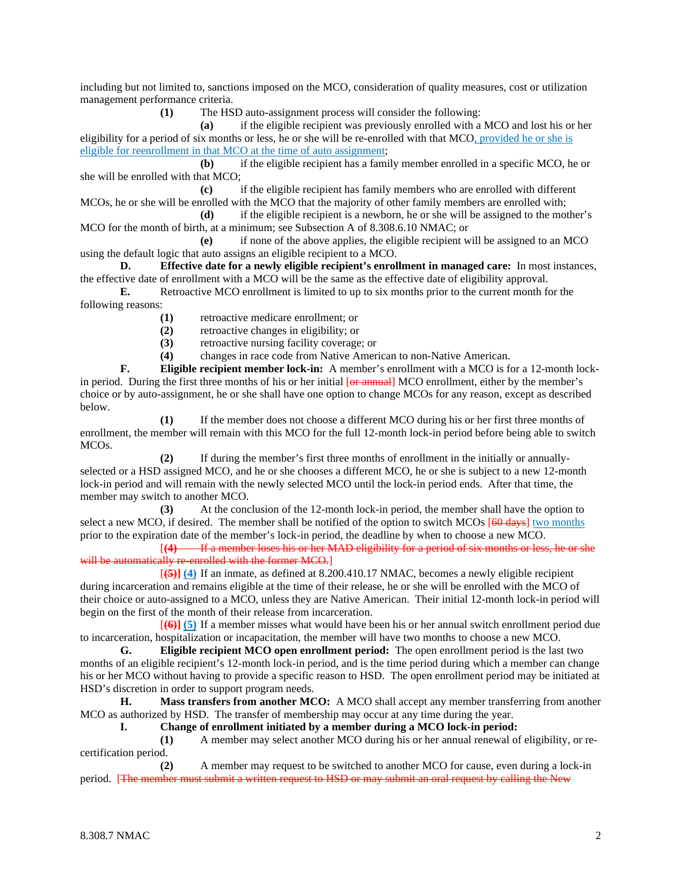including but not limited to, sanctions imposed on the MCO, consideration of quality measures, cost or utilization management performance criteria.

**(1)** The HSD auto-assignment process will consider the following:

**(a)** if the eligible recipient was previously enrolled with a MCO and lost his or her eligibility for a period of six months or less, he or she will be re-enrolled with that MCO, provided he or she is eligible for reenrollment in that MCO at the time of auto assignment;

**(b)** if the eligible recipient has a family member enrolled in a specific MCO, he or she will be enrolled with that MCO;

**(c)** if the eligible recipient has family members who are enrolled with different MCOs, he or she will be enrolled with the MCO that the majority of other family members are enrolled with;

**(d)** if the eligible recipient is a newborn, he or she will be assigned to the mother's MCO for the month of birth, at a minimum; see Subsection A of 8.308.6.10 NMAC; or

**(e)** if none of the above applies, the eligible recipient will be assigned to an MCO using the default logic that auto assigns an eligible recipient to a MCO.

**D. Effective date for a newly eligible recipient's enrollment in managed care:** In most instances, the effective date of enrollment with a MCO will be the same as the effective date of eligibility approval.

**E.** Retroactive MCO enrollment is limited to up to six months prior to the current month for the following reasons:

**(1)** retroactive medicare enrollment; or
**(2)** retroactive changes in eligibility; or
**(3)** retroactive nursing facility coverage; or
**(4)** changes in race code from Native American to non-Native American.

**F. Eligible recipient member lock-in:** A member's enrollment with a MCO is for a 12-month lock-in period. During the first three months of his or her initial [~~or annual~~] MCO enrollment, either by the member's choice or by auto-assignment, he or she shall have one option to change MCOs for any reason, except as described below.

**(1)** If the member does not choose a different MCO during his or her first three months of enrollment, the member will remain with this MCO for the full 12-month lock-in period before being able to switch MCOs.

**(2)** If during the member's first three months of enrollment in the initially or annually-selected or a HSD assigned MCO, and he or she chooses a different MCO, he or she is subject to a new 12-month lock-in period and will remain with the newly selected MCO until the lock-in period ends. After that time, the member may switch to another MCO.

**(3)** At the conclusion of the 12-month lock-in period, the member shall have the option to select a new MCO, if desired. The member shall be notified of the option to switch MCOs [~~60 days~~] two months prior to the expiration date of the member's lock-in period, the deadline by when to choose a new MCO.

[~~**(4)** If a member loses his or her MAD eligibility for a period of six months or less, he or she will be automatically re-enrolled with the former MCO.~~]

[~~**(5)**~~] **(4)** If an inmate, as defined at 8.200.410.17 NMAC, becomes a newly eligible recipient during incarceration and remains eligible at the time of their release, he or she will be enrolled with the MCO of their choice or auto-assigned to a MCO, unless they are Native American. Their initial 12-month lock-in period will begin on the first of the month of their release from incarceration.

[~~**(6)**~~] **(5)** If a member misses what would have been his or her annual switch enrollment period due to incarceration, hospitalization or incapacitation, the member will have two months to choose a new MCO.

**G. Eligible recipient MCO open enrollment period:** The open enrollment period is the last two months of an eligible recipient's 12-month lock-in period, and is the time period during which a member can change his or her MCO without having to provide a specific reason to HSD. The open enrollment period may be initiated at HSD's discretion in order to support program needs.

**H. Mass transfers from another MCO:** A MCO shall accept any member transferring from another MCO as authorized by HSD. The transfer of membership may occur at any time during the year.

**I. Change of enrollment initiated by a member during a MCO lock-in period:**

**(1)** A member may select another MCO during his or her annual renewal of eligibility, or re-certification period.

**(2)** A member may request to be switched to another MCO for cause, even during a lock-in period. [~~The member must submit a written request to HSD or may submit an oral request by calling the New~~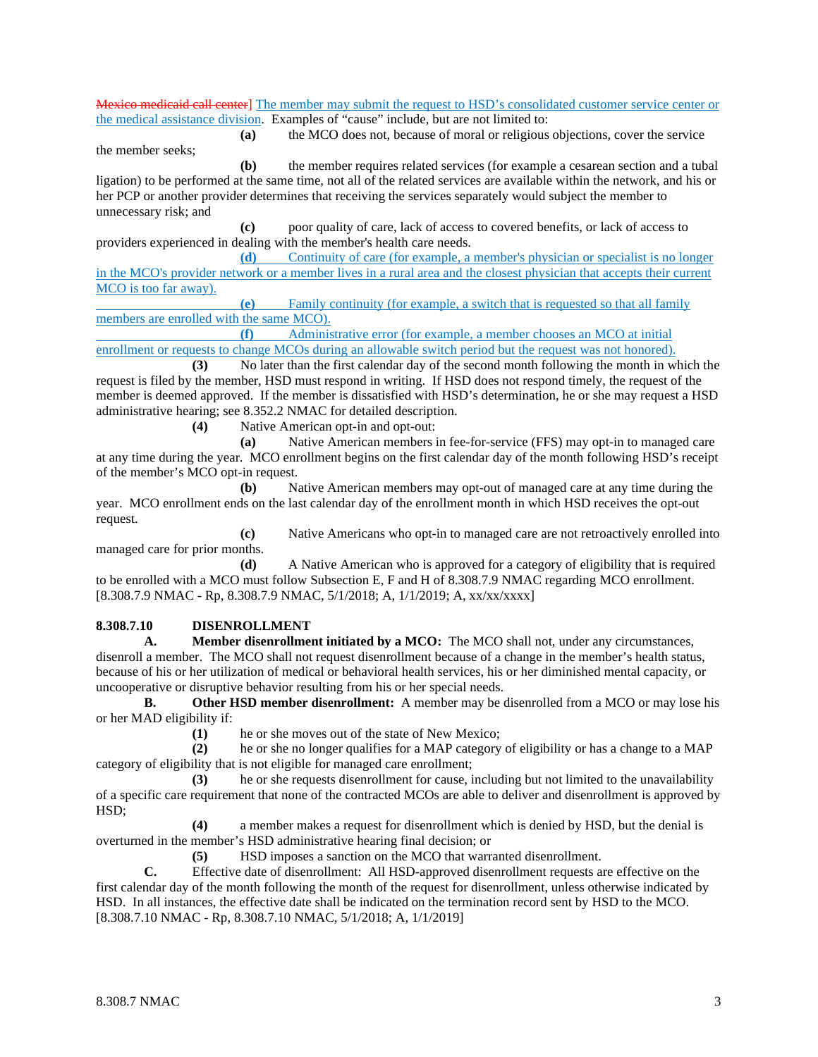~~Mexico medicaid call center~~] The member may submit the request to HSD's consolidated customer service center or the medical assistance division. Examples of "cause" include, but are not limited to:

**(a)** the MCO does not, because of moral or religious objections, cover the service the member seeks;

**(b)** the member requires related services (for example a cesarean section and a tubal ligation) to be performed at the same time, not all of the related services are available within the network, and his or her PCP or another provider determines that receiving the services separately would subject the member to unnecessary risk; and

**(c)** poor quality of care, lack of access to covered benefits, or lack of access to providers experienced in dealing with the member's health care needs.

**(d)** Continuity of care (for example, a member's physician or specialist is no longer in the MCO's provider network or a member lives in a rural area and the closest physician that accepts their current MCO is too far away).

**(e)** Family continuity (for example, a switch that is requested so that all family members are enrolled with the same MCO).

**(f)** Administrative error (for example, a member chooses an MCO at initial enrollment or requests to change MCOs during an allowable switch period but the request was not honored).

**(3)** No later than the first calendar day of the second month following the month in which the request is filed by the member, HSD must respond in writing. If HSD does not respond timely, the request of the member is deemed approved. If the member is dissatisfied with HSD's determination, he or she may request a HSD administrative hearing; see 8.352.2 NMAC for detailed description.

**(4)** Native American opt-in and opt-out:

**(a)** Native American members in fee-for-service (FFS) may opt-in to managed care at any time during the year. MCO enrollment begins on the first calendar day of the month following HSD's receipt of the member's MCO opt-in request.

**(b)** Native American members may opt-out of managed care at any time during the year. MCO enrollment ends on the last calendar day of the enrollment month in which HSD receives the opt-out request.

**(c)** Native Americans who opt-in to managed care are not retroactively enrolled into managed care for prior months.

**(d)** A Native American who is approved for a category of eligibility that is required to be enrolled with a MCO must follow Subsection E, F and H of 8.308.7.9 NMAC regarding MCO enrollment.

[8.308.7.9 NMAC - Rp, 8.308.7.9 NMAC, 5/1/2018; A, 1/1/2019; A, xx/xx/xxxx]

**8.308.7.10 DISENROLLMENT**

**A. Member disenrollment initiated by a MCO:** The MCO shall not, under any circumstances, disenroll a member. The MCO shall not request disenrollment because of a change in the member's health status, because of his or her utilization of medical or behavioral health services, his or her diminished mental capacity, or uncooperative or disruptive behavior resulting from his or her special needs.

**B. Other HSD member disenrollment:** A member may be disenrolled from a MCO or may lose his or her MAD eligibility if:

**(1)** he or she moves out of the state of New Mexico;

**(2)** he or she no longer qualifies for a MAP category of eligibility or has a change to a MAP category of eligibility that is not eligible for managed care enrollment;

**(3)** he or she requests disenrollment for cause, including but not limited to the unavailability of a specific care requirement that none of the contracted MCOs are able to deliver and disenrollment is approved by HSD;

**(4)** a member makes a request for disenrollment which is denied by HSD, but the denial is overturned in the member's HSD administrative hearing final decision; or

**(5)** HSD imposes a sanction on the MCO that warranted disenrollment.

**C.** Effective date of disenrollment: All HSD-approved disenrollment requests are effective on the first calendar day of the month following the month of the request for disenrollment, unless otherwise indicated by HSD. In all instances, the effective date shall be indicated on the termination record sent by HSD to the MCO.

[8.308.7.10 NMAC - Rp, 8.308.7.10 NMAC, 5/1/2018; A, 1/1/2019]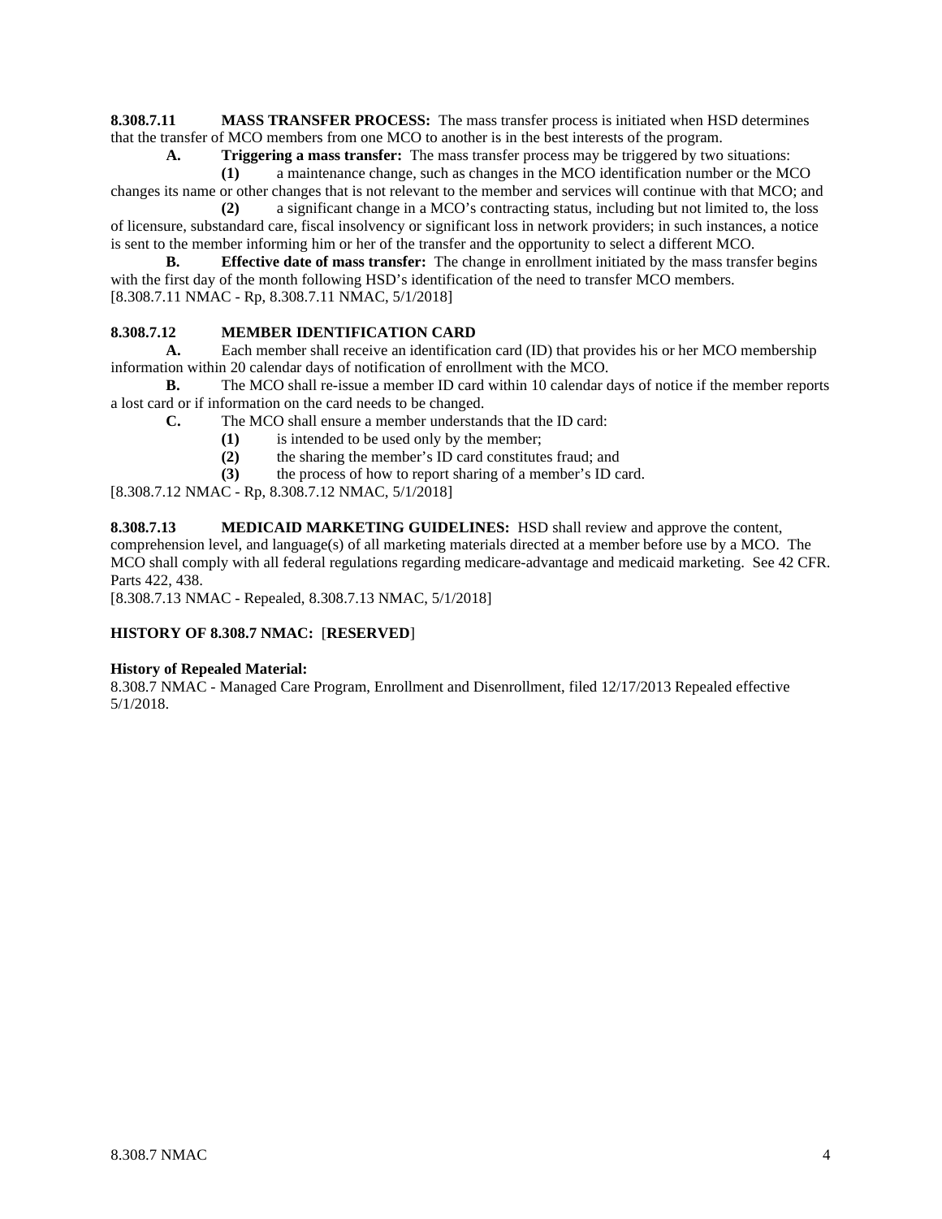**8.308.7.11 MASS TRANSFER PROCESS:** The mass transfer process is initiated when HSD determines that the transfer of MCO members from one MCO to another is in the best interests of the program.

**A. Triggering a mass transfer:** The mass transfer process may be triggered by two situations:

**(1)** a maintenance change, such as changes in the MCO identification number or the MCO changes its name or other changes that is not relevant to the member and services will continue with that MCO; and

**(2)** a significant change in a MCO's contracting status, including but not limited to, the loss of licensure, substandard care, fiscal insolvency or significant loss in network providers; in such instances, a notice is sent to the member informing him or her of the transfer and the opportunity to select a different MCO.

**B. Effective date of mass transfer:** The change in enrollment initiated by the mass transfer begins with the first day of the month following HSD's identification of the need to transfer MCO members.

[8.308.7.11 NMAC - Rp, 8.308.7.11 NMAC, 5/1/2018]

**8.308.7.12 MEMBER IDENTIFICATION CARD**

**A.** Each member shall receive an identification card (ID) that provides his or her MCO membership information within 20 calendar days of notification of enrollment with the MCO.

**B.** The MCO shall re-issue a member ID card within 10 calendar days of notice if the member reports a lost card or if information on the card needs to be changed.

**C.** The MCO shall ensure a member understands that the ID card:

**(1)** is intended to be used only by the member;

**(2)** the sharing the member's ID card constitutes fraud; and

**(3)** the process of how to report sharing of a member's ID card.

[8.308.7.12 NMAC - Rp, 8.308.7.12 NMAC, 5/1/2018]

**8.308.7.13 MEDICAID MARKETING GUIDELINES:** HSD shall review and approve the content, comprehension level, and language(s) of all marketing materials directed at a member before use by a MCO. The MCO shall comply with all federal regulations regarding medicare-advantage and medicaid marketing. See 42 CFR. Parts 422, 438.

[8.308.7.13 NMAC - Repealed, 8.308.7.13 NMAC, 5/1/2018]

**HISTORY OF 8.308.7 NMAC:** [**RESERVED**]

**History of Repealed Material:**

8.308.7 NMAC - Managed Care Program, Enrollment and Disenrollment, filed 12/17/2013 Repealed effective 5/1/2018.